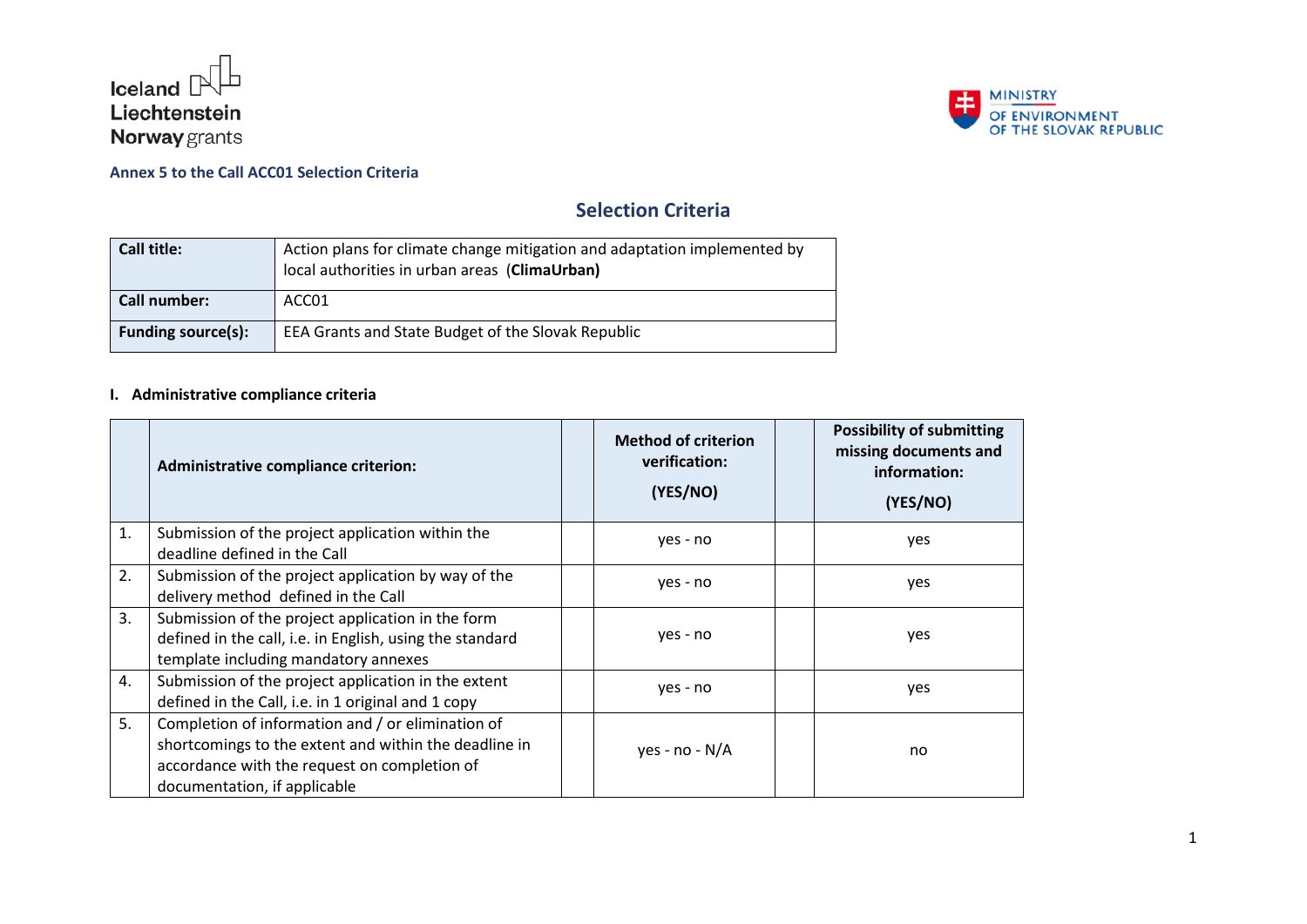Iceland Liechtenstein Norway grants

MINISTRY OF ENVIRONMENT OF THE SLOVAK REPUBLIC

**Annex 5 to the Call ACC01 Selection Criteria**

## Selection Criteria

| **Call title:** | Action plans for climate change mitigation and adaptation implemented by local authorities in urban areas (**ClimaUrban)** |
|---|---|
| **Call number:** | ACC01 |
| **Funding source(s):** | EEA Grants and State Budget of the Slovak Republic |

### I. Administrative compliance criteria

| | **Administrative compliance criterion:** | | **Method of criterion verification: (YES/NO)** | | **Possibility of submitting missing documents and information: (YES/NO)** |
|---|---|---|---|---|---|
| 1. | Submission of the project application within the deadline defined in the Call | | yes - no | | yes |
| 2. | Submission of the project application by way of the delivery method defined in the Call | | yes - no | | yes |
| 3. | Submission of the project application in the form defined in the call, i.e. in English, using the standard template including mandatory annexes | | yes - no | | yes |
| 4. | Submission of the project application in the extent defined in the Call, i.e. in 1 original and 1 copy | | yes - no | | yes |
| 5. | Completion of information and / or elimination of shortcomings to the extent and within the deadline in accordance with the request on completion of documentation, if applicable | | yes - no - N/A | | no |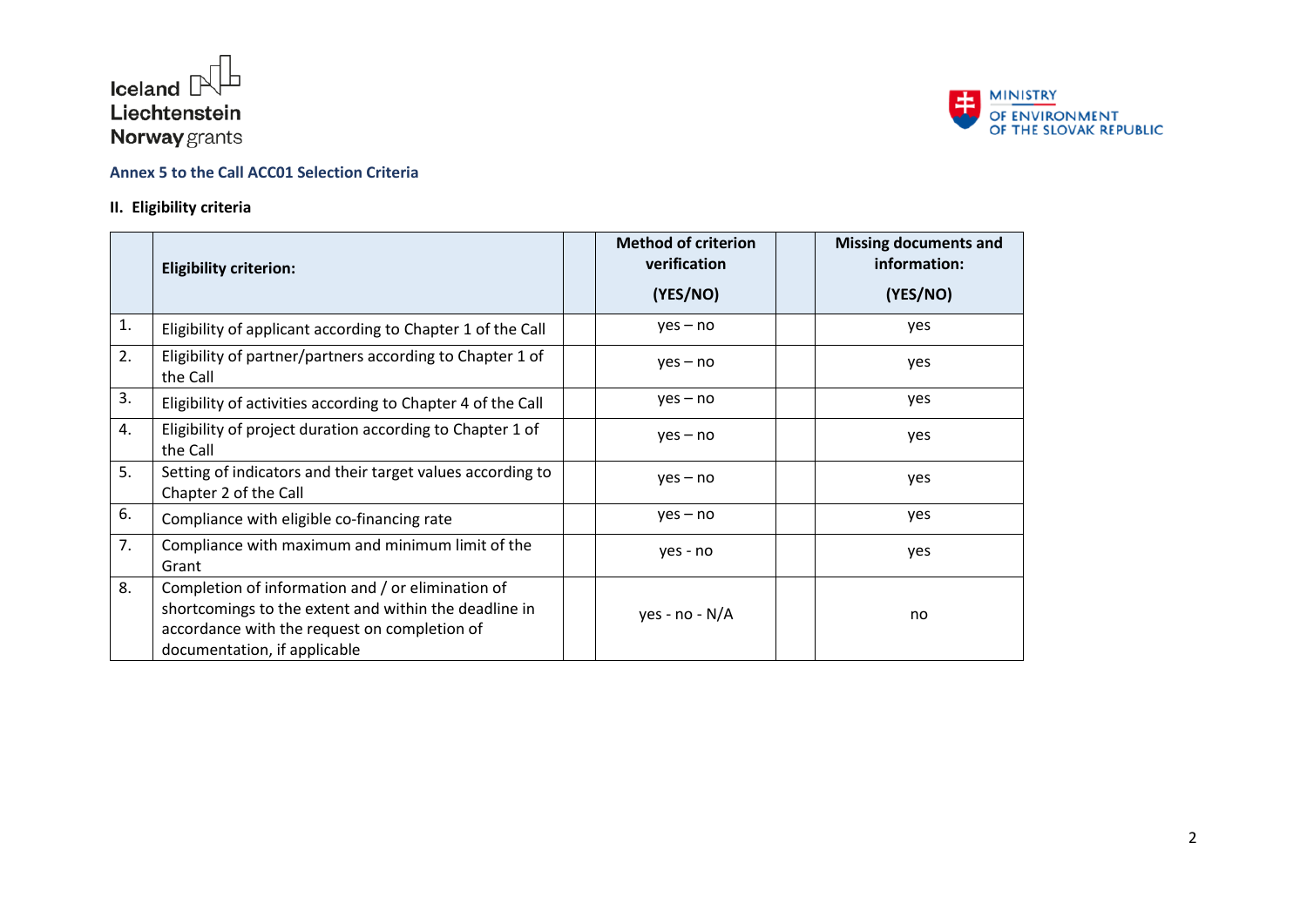**Annex 5 to the Call ACC01 Selection Criteria**

**II. Eligibility criteria**

| | Eligibility criterion: | | Method of criterion verification (YES/NO) | | Missing documents and information: (YES/NO) |
|---|---|---|---|---|---|
| 1. | Eligibility of applicant according to Chapter 1 of the Call | | yes – no | | yes |
| 2. | Eligibility of partner/partners according to Chapter 1 of the Call | | yes – no | | yes |
| 3. | Eligibility of activities according to Chapter 4 of the Call | | yes – no | | yes |
| 4. | Eligibility of project duration according to Chapter 1 of the Call | | yes – no | | yes |
| 5. | Setting of indicators and their target values according to Chapter 2 of the Call | | yes – no | | yes |
| 6. | Compliance with eligible co-financing rate | | yes – no | | yes |
| 7. | Compliance with maximum and minimum limit of the Grant | | yes - no | | yes |
| 8. | Completion of information and / or elimination of shortcomings to the extent and within the deadline in accordance with the request on completion of documentation, if applicable | | yes - no - N/A | | no |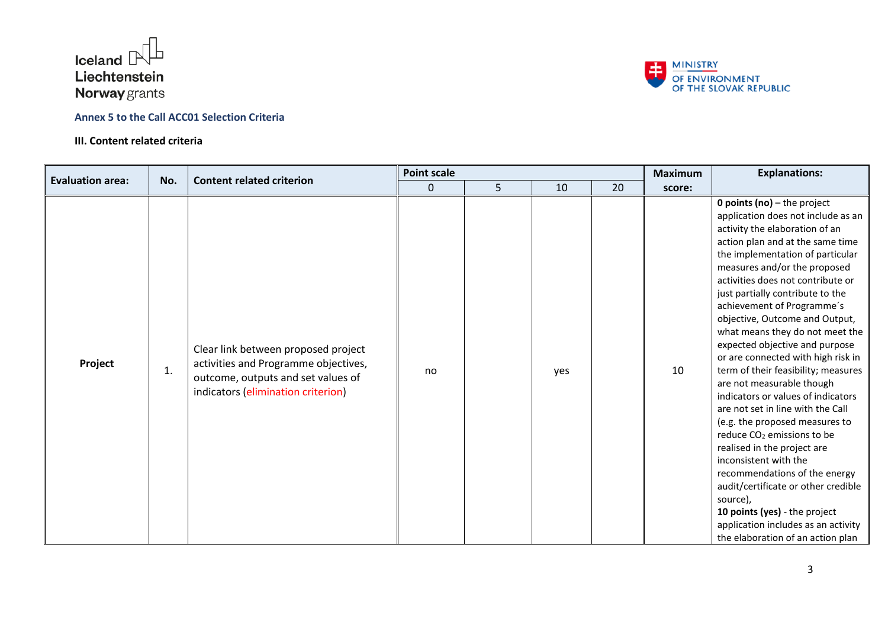**Annex 5 to the Call ACC01 Selection Criteria**

**III. Content related criteria**

| Evaluation area: | No. | Content related criterion | Point scale | | | | Maximum score: | Explanations: |
|---|---|---|---|---|---|---|---|---|
| | | | 0 | 5 | 10 | 20 | | |
| **Project** | 1. | Clear link between proposed project activities and Programme objectives, outcome, outputs and set values of indicators (elimination criterion) | no | | yes | | 10 | **0 points (no)** – the project application does not include as an activity the elaboration of an action plan and at the same time the implementation of particular measures and/or the proposed activities does not contribute or just partially contribute to the achievement of Programme´s objective, Outcome and Output, what means they do not meet the expected objective and purpose or are connected with high risk in term of their feasibility; measures are not measurable though indicators or values of indicators are not set in line with the Call (e.g. the proposed measures to reduce $CO_2$ emissions to be realised in the project are inconsistent with the recommendations of the energy audit/certificate or other credible source), **10 points (yes)** - the project application includes as an activity the elaboration of an action plan |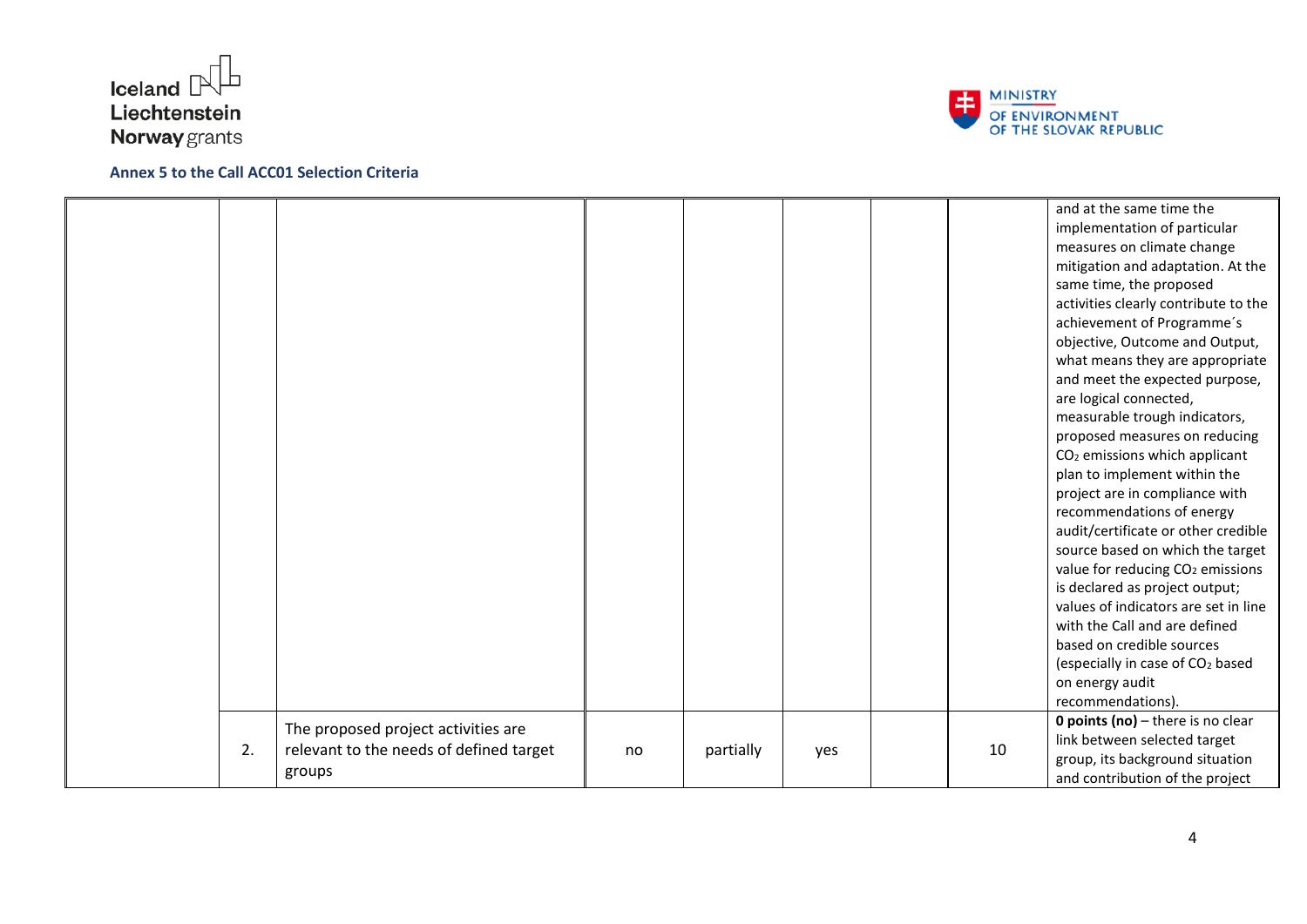**Annex 5 to the Call ACC01 Selection Criteria**

| | | | | | | | | |
|---|---|---|---|---|---|---|---|---|
| | | | | | | | | and at the same time the implementation of particular measures on climate change mitigation and adaptation. At the same time, the proposed activities clearly contribute to the achievement of Programme´s objective, Outcome and Output, what means they are appropriate and meet the expected purpose, are logical connected, measurable trough indicators, proposed measures on reducing $CO_2$ emissions which applicant plan to implement within the project are in compliance with recommendations of energy audit/certificate or other credible source based on which the target value for reducing $CO_2$ emissions is declared as project output; values of indicators are set in line with the Call and are defined based on credible sources (especially in case of $CO_2$ based on energy audit recommendations). |
| | 2. | The proposed project activities are relevant to the needs of defined target groups | no | partially | yes | | 10 | **0 points (no)** – there is no clear link between selected target group, its background situation and contribution of the project |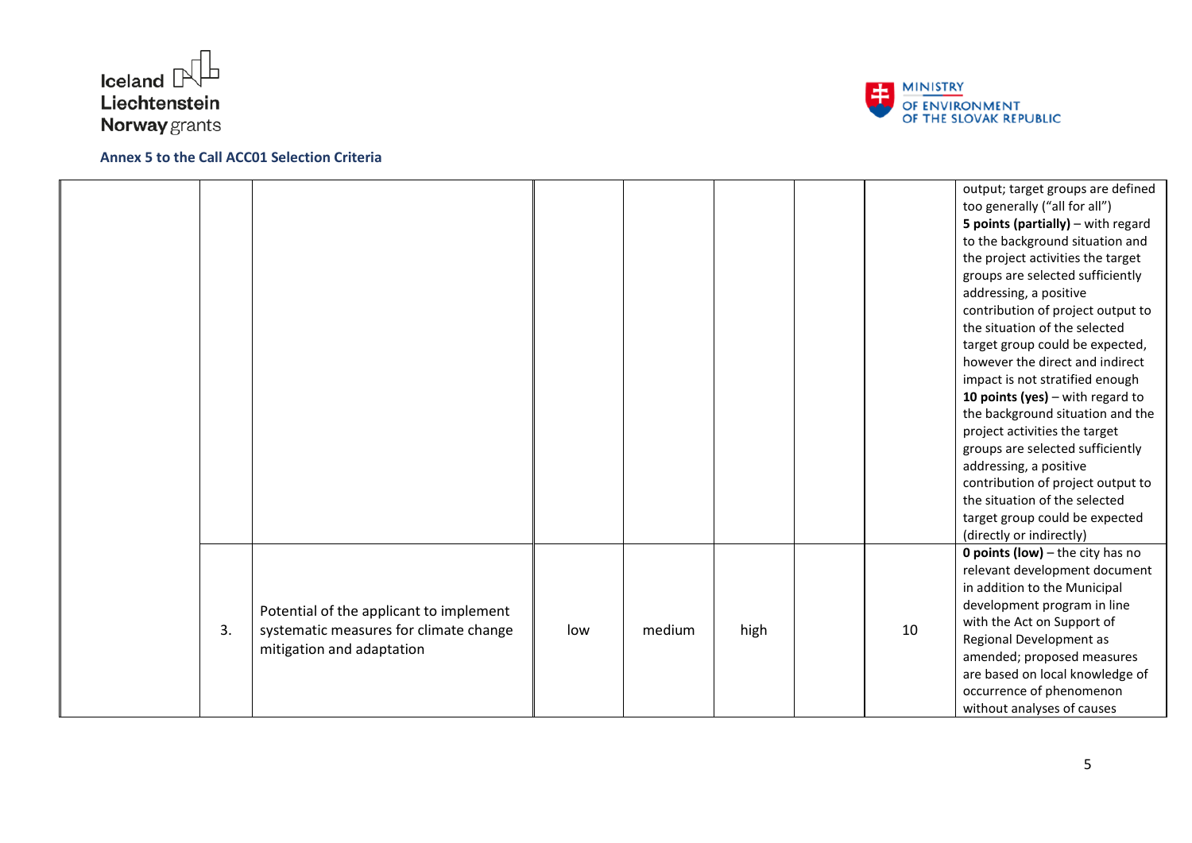**Annex 5 to the Call ACC01 Selection Criteria**

| | | | | | | | | |
|---|---|---|---|---|---|---|---|---|
| | | | | | | | | output; target groups are defined too generally ("all for all")<br>**5 points (partially)** – with regard to the background situation and the project activities the target groups are selected sufficiently addressing, a positive contribution of project output to the situation of the selected target group could be expected, however the direct and indirect impact is not stratified enough<br>**10 points (yes)** – with regard to the background situation and the project activities the target groups are selected sufficiently addressing, a positive contribution of project output to the situation of the selected target group could be expected (directly or indirectly) |
| | 3. | Potential of the applicant to implement systematic measures for climate change mitigation and adaptation | low | medium | high | | 10 | **0 points (low)** – the city has no relevant development document in addition to the Municipal development program in line with the Act on Support of Regional Development as amended; proposed measures are based on local knowledge of occurrence of phenomenon without analyses of causes |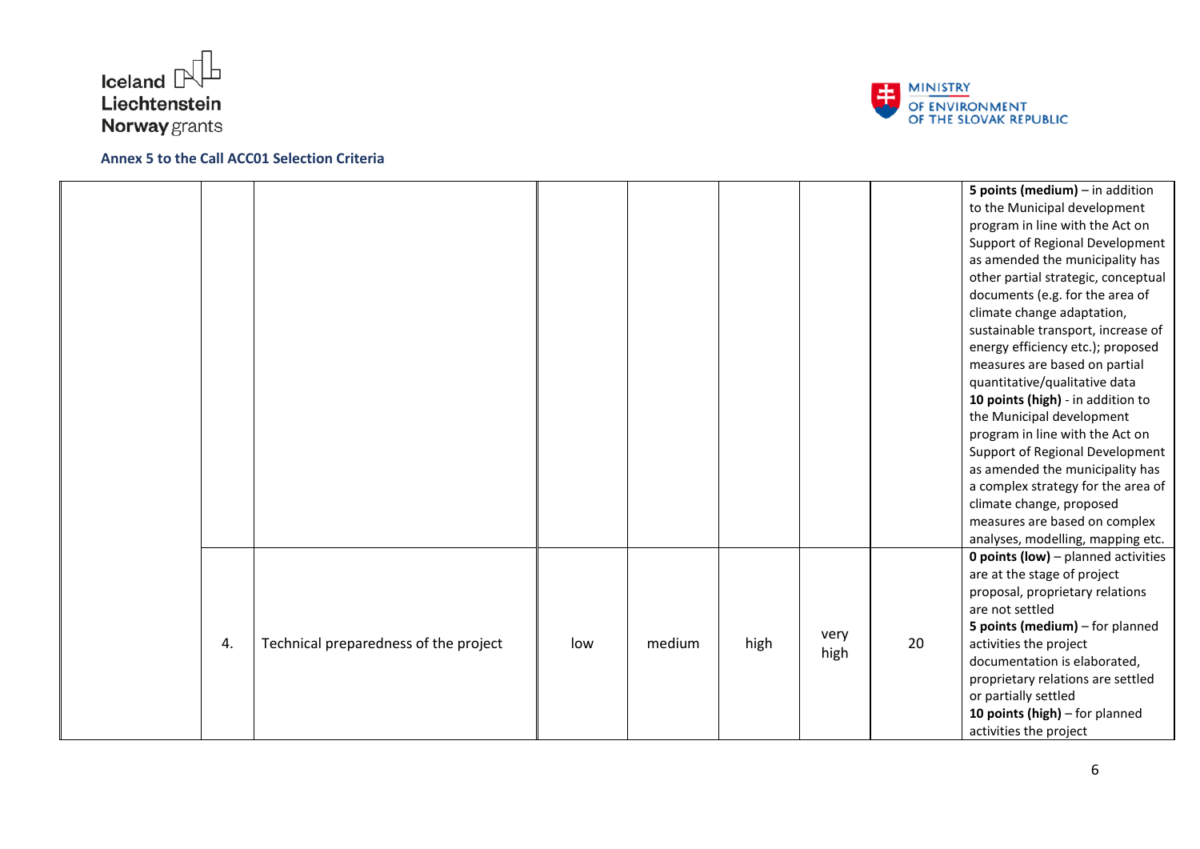**Annex 5 to the Call ACC01 Selection Criteria**

| | | | | | | | | |
|---|---|---|---|---|---|---|---|---|
| | | | | | | | | **5 points (medium)** – in addition to the Municipal development program in line with the Act on Support of Regional Development as amended the municipality has other partial strategic, conceptual documents (e.g. for the area of climate change adaptation, sustainable transport, increase of energy efficiency etc.); proposed measures are based on partial quantitative/qualitative data<br>**10 points (high)** - in addition to the Municipal development program in line with the Act on Support of Regional Development as amended the municipality has a complex strategy for the area of climate change, proposed measures are based on complex analyses, modelling, mapping etc. |
| | 4. | Technical preparedness of the project | low | medium | high | very high | 20 | **0 points (low)** – planned activities are at the stage of project proposal, proprietary relations are not settled<br>**5 points (medium)** – for planned activities the project documentation is elaborated, proprietary relations are settled or partially settled<br>**10 points (high)** – for planned activities the project |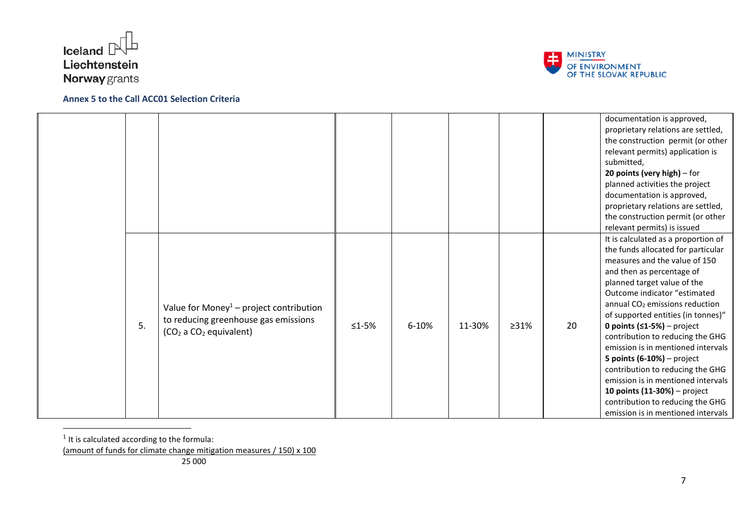## Annex 5 to the Call ACC01 Selection Criteria

| | | | | | | | | |
|---|---|---|---|---|---|---|---|---|
| | | | | | | | | documentation is approved, proprietary relations are settled, the construction permit (or other relevant permits) application is submitted, **20 points (very high)** – for planned activities the project documentation is approved, proprietary relations are settled, the construction permit (or other relevant permits) is issued |
| | 5. | Value for Money[1] – project contribution to reducing greenhouse gas emissions ($CO_2$ a $CO_2$ equivalent) | ≤1-5% | 6-10% | 11-30% | ≥31% | 20 | It is calculated as a proportion of the funds allocated for particular measures and the value of 150 and then as percentage of planned target value of the Outcome indicator "estimated annual $CO_2$ emissions reduction of supported entities (in tonnes)" **0 points (≤1-5%)** – project contribution to reducing the GHG emission is in mentioned intervals **5 points (6-10%)** – project contribution to reducing the GHG emission is in mentioned intervals **10 points (11-30%)** – project contribution to reducing the GHG emission is in mentioned intervals |

[1] It is calculated according to the formula:

$$\frac{(\text{amount of funds for climate change mitigation measures} / 150) \times 100}{25\,000}$$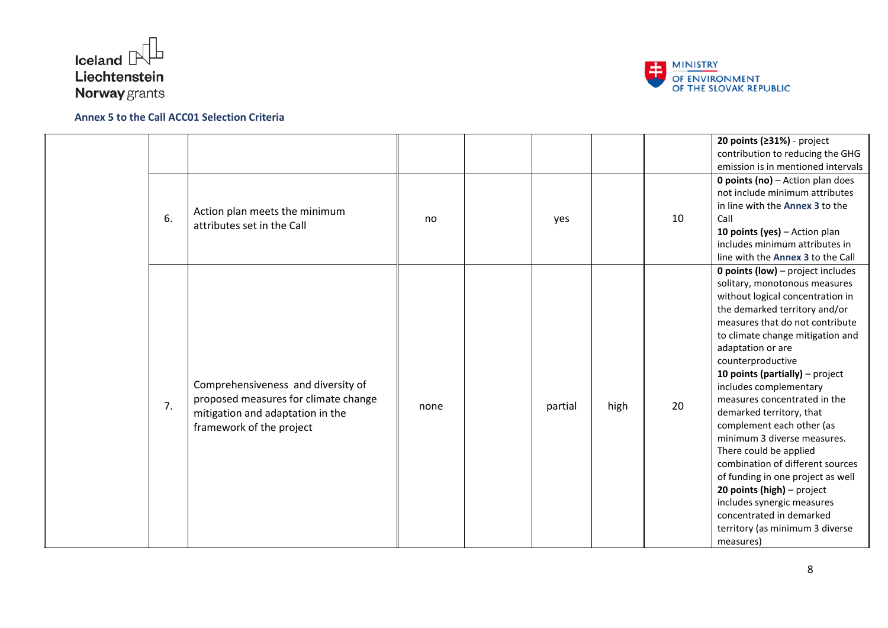**Annex 5 to the Call ACC01 Selection Criteria**

| | | | | | | | | |
|---|---|---|---|---|---|---|---|---|
| | | | | | | | | **20 points (≥31%)** - project contribution to reducing the GHG emission is in mentioned intervals |
| | 6. | Action plan meets the minimum attributes set in the Call | no | | yes | | 10 | **0 points (no)** – Action plan does not include minimum attributes in line with the **Annex 3** to the Call<br>**10 points (yes)** – Action plan includes minimum attributes in line with the **Annex 3** to the Call |
| | 7. | Comprehensiveness and diversity of proposed measures for climate change mitigation and adaptation in the framework of the project | none | | partial | high | 20 | **0 points (low)** – project includes solitary, monotonous measures without logical concentration in the demarked territory and/or measures that do not contribute to climate change mitigation and adaptation or are counterproductive<br>**10 points (partially)** – project includes complementary measures concentrated in the demarked territory, that complement each other (as minimum 3 diverse measures. There could be applied combination of different sources of funding in one project as well<br>**20 points (high)** – project includes synergic measures concentrated in demarked territory (as minimum 3 diverse measures) |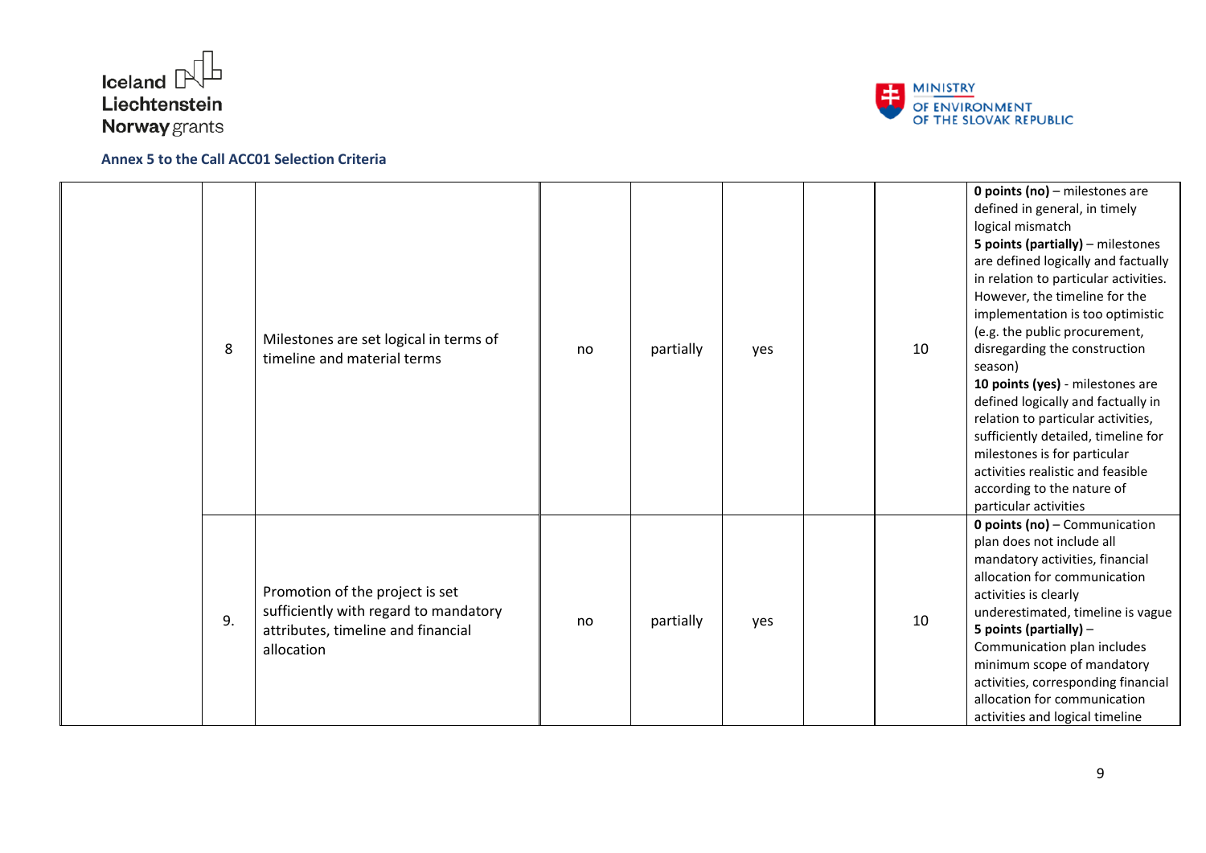**Annex 5 to the Call ACC01 Selection Criteria**

| | | | | | | | | |
|---|---|---|---|---|---|---|---|---|
| | 8 | Milestones are set logical in terms of timeline and material terms | no | partially | yes | | 10 | **0 points (no)** – milestones are defined in general, in timely logical mismatch<br>**5 points (partially)** – milestones are defined logically and factually in relation to particular activities. However, the timeline for the implementation is too optimistic (e.g. the public procurement, disregarding the construction season)<br>**10 points (yes)** - milestones are defined logically and factually in relation to particular activities, sufficiently detailed, timeline for milestones is for particular activities realistic and feasible according to the nature of particular activities |
| | 9. | Promotion of the project is set sufficiently with regard to mandatory attributes, timeline and financial allocation | no | partially | yes | | 10 | **0 points (no)** – Communication plan does not include all mandatory activities, financial allocation for communication activities is clearly underestimated, timeline is vague<br>**5 points (partially)** – Communication plan includes minimum scope of mandatory activities, corresponding financial allocation for communication activities and logical timeline |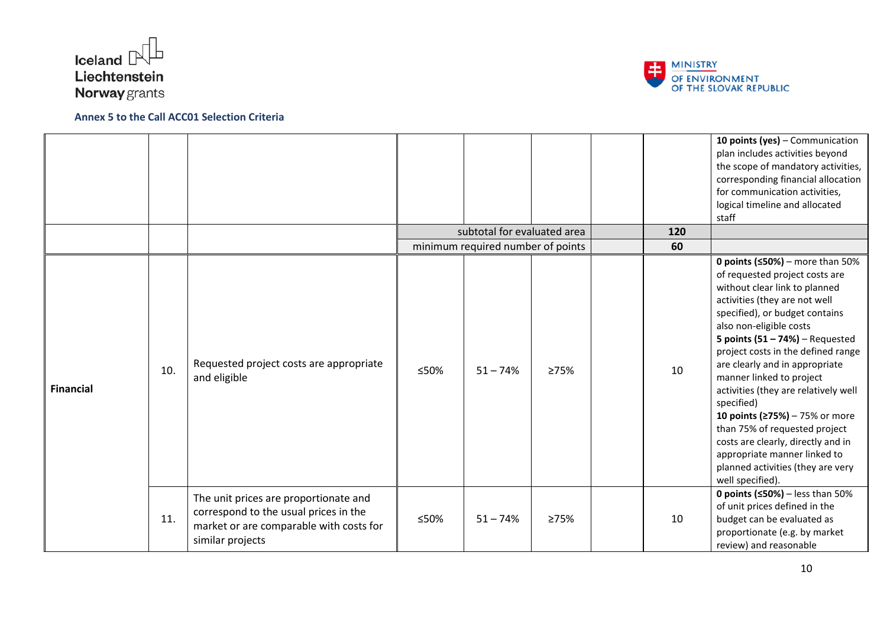**Annex 5 to the Call ACC01 Selection Criteria**

| | | | | | | | | |
|---|---|---|---|---|---|---|---|---|
| | | | | | | | | **10 points (yes)** – Communication plan includes activities beyond the scope of mandatory activities, corresponding financial allocation for communication activities, logical timeline and allocated staff |
| | | | subtotal for evaluated area | | | | **120** | |
| | | | minimum required number of points | | | | **60** | |
| **Financial** | 10. | Requested project costs are appropriate and eligible | ≤50% | 51 – 74% | ≥75% | | 10 | **0 points (≤50%)** – more than 50% of requested project costs are without clear link to planned activities (they are not well specified), or budget contains also non-eligible costs<br>**5 points (51 – 74%)** – Requested project costs in the defined range are clearly and in appropriate manner linked to project activities (they are relatively well specified)<br>**10 points (≥75%)** – 75% or more than 75% of requested project costs are clearly, directly and in appropriate manner linked to planned activities (they are very well specified). |
| | 11. | The unit prices are proportionate and correspond to the usual prices in the market or are comparable with costs for similar projects | ≤50% | 51 – 74% | ≥75% | | 10 | **0 points (≤50%)** – less than 50% of unit prices defined in the budget can be evaluated as proportionate (e.g. by market review) and reasonable |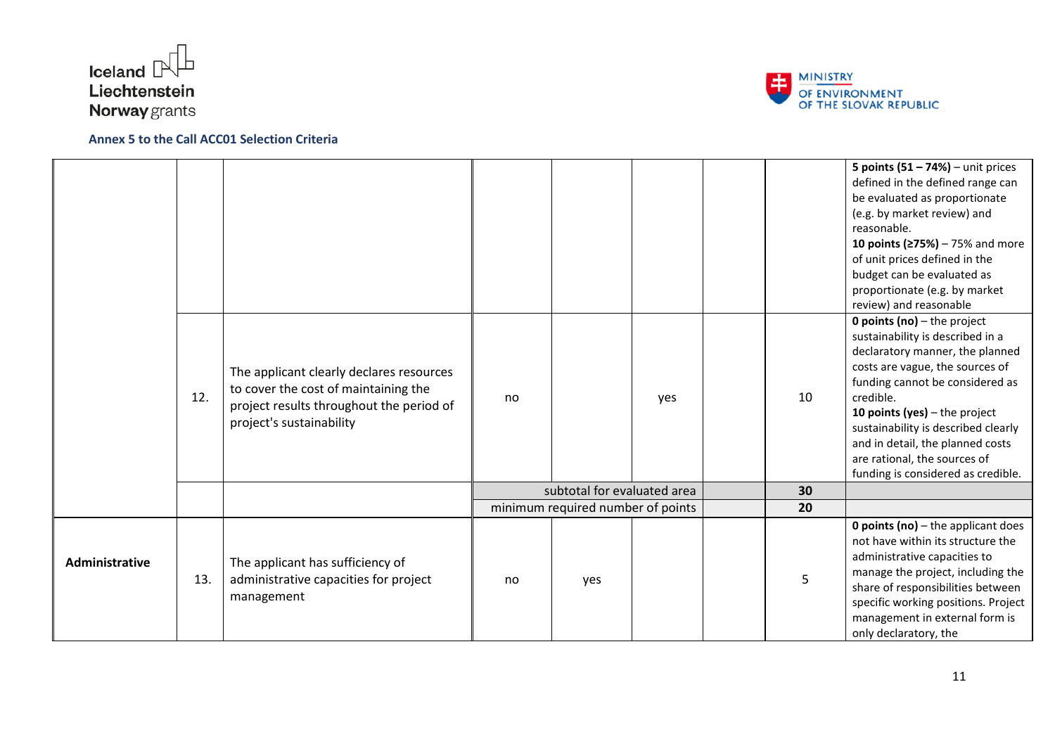**Annex 5 to the Call ACC01 Selection Criteria**

| | | | | | | | | |
|---|---|---|---|---|---|---|---|---|
| | | | | | | | | **5 points (51 – 74%)** – unit prices defined in the defined range can be evaluated as proportionate (e.g. by market review) and reasonable. **10 points (≥75%)** – 75% and more of unit prices defined in the budget can be evaluated as proportionate (e.g. by market review) and reasonable |
| | 12. | The applicant clearly declares resources to cover the cost of maintaining the project results throughout the period of project's sustainability | no | | yes | | 10 | **0 points (no)** – the project sustainability is described in a declaratory manner, the planned costs are vague, the sources of funding cannot be considered as credible. **10 points (yes)** – the project sustainability is described clearly and in detail, the planned costs are rational, the sources of funding is considered as credible. |
| | | | subtotal for evaluated area | | | | **30** | |
| | | | minimum required number of points | | | | **20** | |
| **Administrative** | 13. | The applicant has sufficiency of administrative capacities for project management | no | yes | | | 5 | **0 points (no)** – the applicant does not have within its structure the administrative capacities to manage the project, including the share of responsibilities between specific working positions. Project management in external form is only declaratory, the |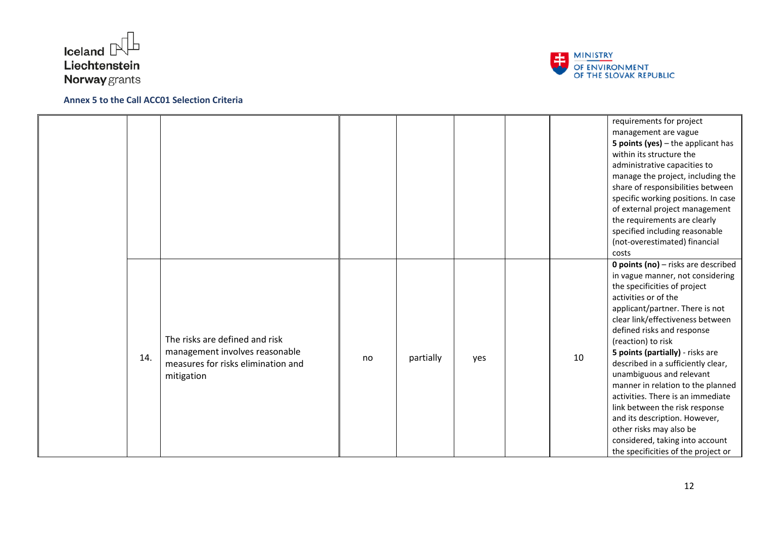**Annex 5 to the Call ACC01 Selection Criteria**

| | | | | | | | | |
|---|---|---|---|---|---|---|---|---|
| | | | | | | | | requirements for project management are vague **5 points (yes)** – the applicant has within its structure the administrative capacities to manage the project, including the share of responsibilities between specific working positions. In case of external project management the requirements are clearly specified including reasonable (not-overestimated) financial costs |
| | 14. | The risks are defined and risk management involves reasonable measures for risks elimination and mitigation | no | partially | yes | | 10 | **0 points (no)** – risks are described in vague manner, not considering the specificities of project activities or of the applicant/partner. There is not clear link/effectiveness between defined risks and response (reaction) to risk **5 points (partially)** - risks are described in a sufficiently clear, unambiguous and relevant manner in relation to the planned activities. There is an immediate link between the risk response and its description. However, other risks may also be considered, taking into account the specificities of the project or |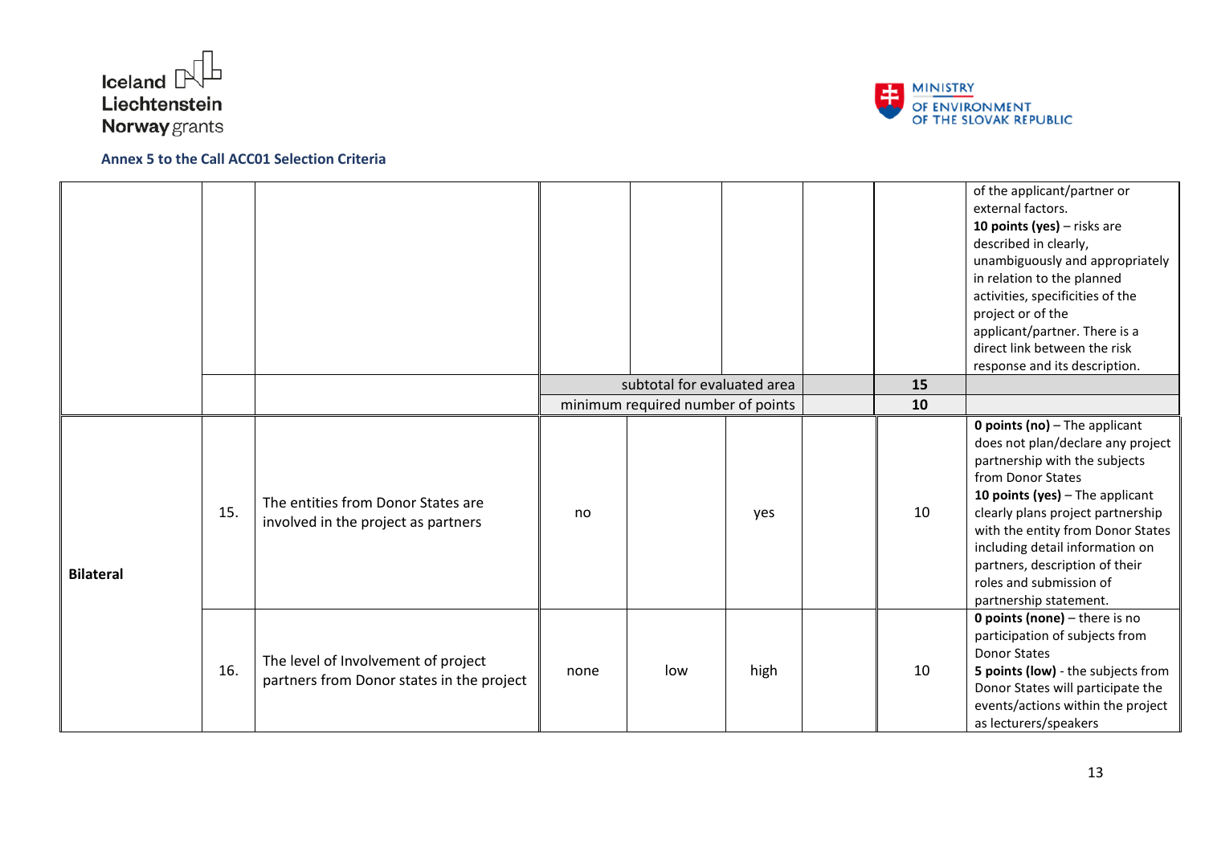**Annex 5 to the Call ACC01 Selection Criteria**

| | | | | | | | | |
|---|---|---|---|---|---|---|---|---|
| | | | | | | | | of the applicant/partner or external factors.<br>**10 points (yes)** – risks are described in clearly, unambiguously and appropriately in relation to the planned activities, specificities of the project or of the applicant/partner. There is a direct link between the risk response and its description. |
| | | | subtotal for evaluated area | | | | **15** | |
| | | | minimum required number of points | | | | **10** | |
| **Bilateral** | 15. | The entities from Donor States are involved in the project as partners | no | | yes | | 10 | **0 points (no)** – The applicant does not plan/declare any project partnership with the subjects from Donor States<br>**10 points (yes)** – The applicant clearly plans project partnership with the entity from Donor States including detail information on partners, description of their roles and submission of partnership statement. |
| | 16. | The level of Involvement of project partners from Donor states in the project | none | low | high | | 10 | **0 points (none)** – there is no participation of subjects from Donor States<br>**5 points (low)** - the subjects from Donor States will participate the events/actions within the project as lecturers/speakers |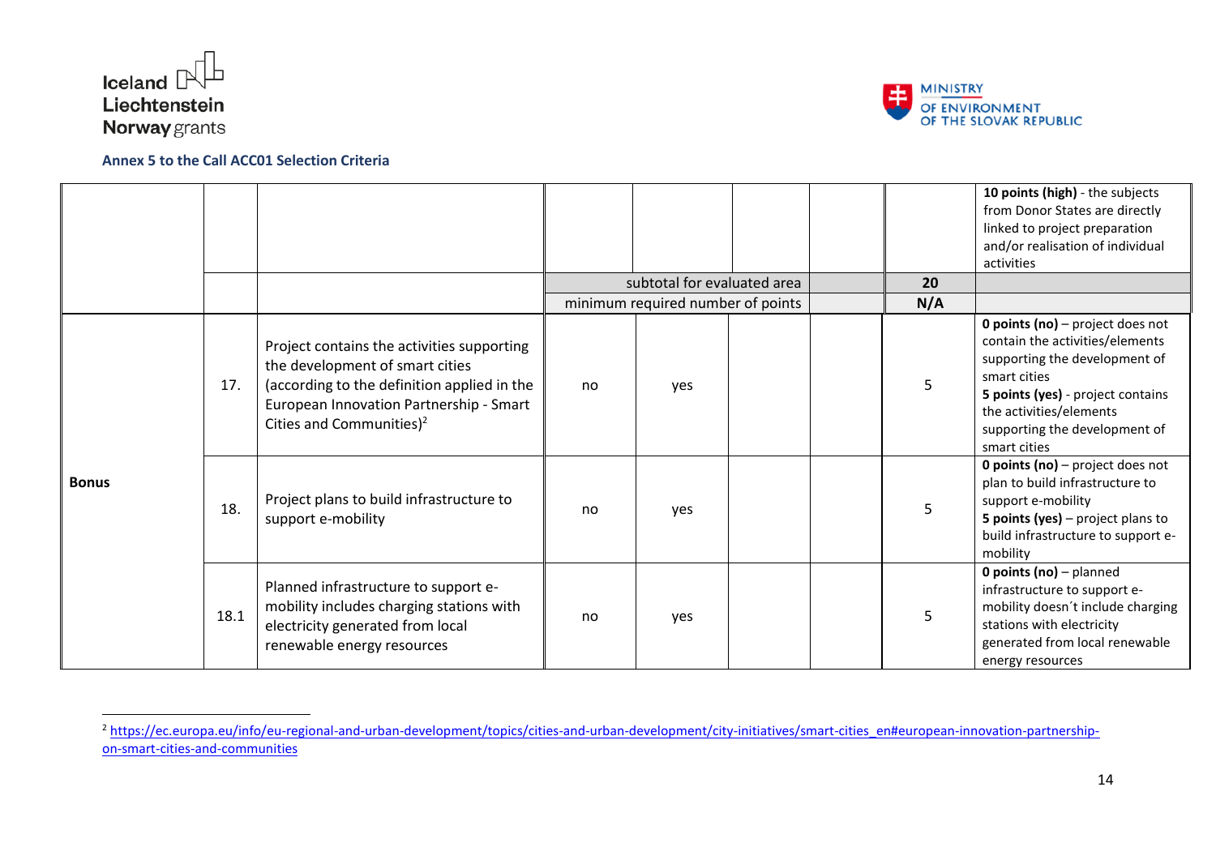**Annex 5 to the Call ACC01 Selection Criteria**

| | | | | | | | | |
|---|---|---|---|---|---|---|---|---|
| | | | | | | | | **10 points (high)** - the subjects from Donor States are directly linked to project preparation and/or realisation of individual activities |
| | | | subtotal for evaluated area | | | | **20** | |
| | | | minimum required number of points | | | | **N/A** | |
| **Bonus** | 17. | Project contains the activities supporting the development of smart cities (according to the definition applied in the European Innovation Partnership - Smart Cities and Communities)[2] | no | yes | | | 5 | **0 points (no)** – project does not contain the activities/elements supporting the development of smart cities **5 points (yes)** - project contains the activities/elements supporting the development of smart cities |
| | 18. | Project plans to build infrastructure to support e-mobility | no | yes | | | 5 | **0 points (no)** – project does not plan to build infrastructure to support e-mobility **5 points (yes)** – project plans to build infrastructure to support e-mobility |
| | 18.1 | Planned infrastructure to support e-mobility includes charging stations with electricity generated from local renewable energy resources | no | yes | | | 5 | **0 points (no)** – planned infrastructure to support e-mobility doesn´t include charging stations with electricity generated from local renewable energy resources |

[2] https://ec.europa.eu/info/eu-regional-and-urban-development/topics/cities-and-urban-development/city-initiatives/smart-cities_en#european-innovation-partnership-on-smart-cities-and-communities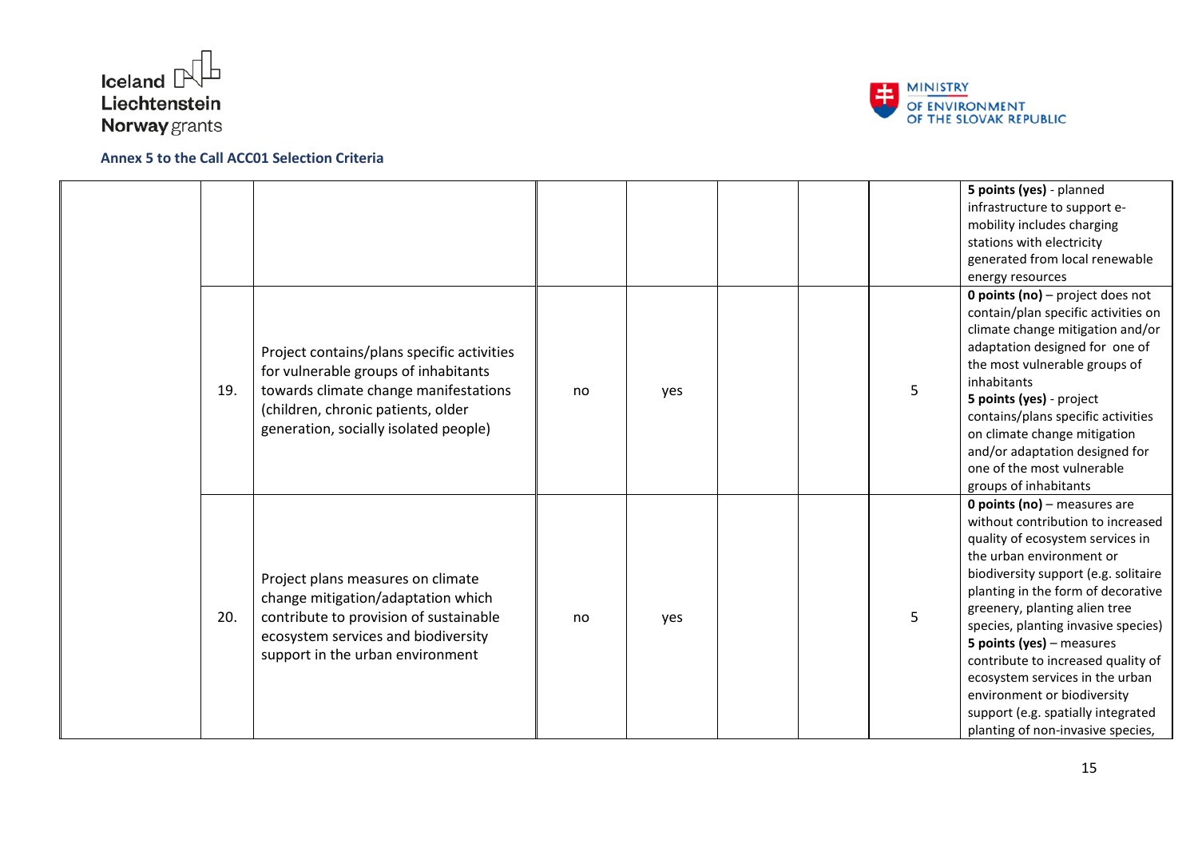**Annex 5 to the Call ACC01 Selection Criteria**

| | | | | | | | | |
|---|---|---|---|---|---|---|---|---|
| | | | | | | | | **5 points (yes)** - planned infrastructure to support e-mobility includes charging stations with electricity generated from local renewable energy resources |
| | 19. | Project contains/plans specific activities for vulnerable groups of inhabitants towards climate change manifestations (children, chronic patients, older generation, socially isolated people) | no | yes | | | 5 | **0 points (no)** – project does not contain/plan specific activities on climate change mitigation and/or adaptation designed for one of the most vulnerable groups of inhabitants<br>**5 points (yes)** - project contains/plans specific activities on climate change mitigation and/or adaptation designed for one of the most vulnerable groups of inhabitants |
| | 20. | Project plans measures on climate change mitigation/adaptation which contribute to provision of sustainable ecosystem services and biodiversity support in the urban environment | no | yes | | | 5 | **0 points (no)** – measures are without contribution to increased quality of ecosystem services in the urban environment or biodiversity support (e.g. solitaire planting in the form of decorative greenery, planting alien tree species, planting invasive species)<br>**5 points (yes)** – measures contribute to increased quality of ecosystem services in the urban environment or biodiversity support (e.g. spatially integrated planting of non-invasive species, |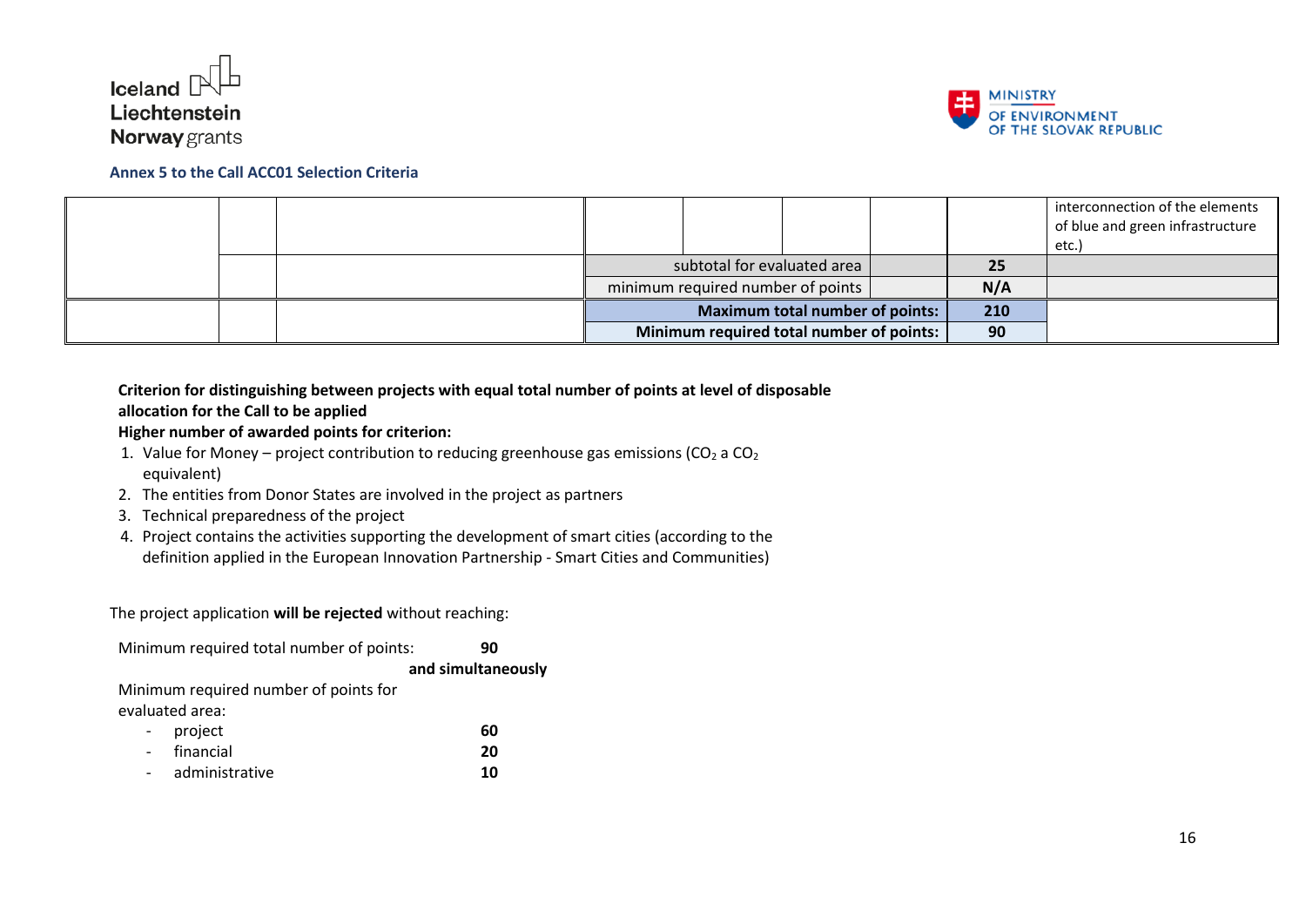**Annex 5 to the Call ACC01 Selection Criteria**

| | | | | | | | | |
|---|---|---|---|---|---|---|---|---|
| | | | | | | | | interconnection of the elements of blue and green infrastructure etc.) |
| | | | subtotal for evaluated area | | | | 25 | |
| | | | minimum required number of points | | | | N/A | |
| | | | **Maximum total number of points:** | | | | **210** | |
| | | | **Minimum required total number of points:** | | | | **90** | |

**Criterion for distinguishing between projects with equal total number of points at level of disposable allocation for the Call to be applied**

**Higher number of awarded points for criterion:**

1. Value for Money – project contribution to reducing greenhouse gas emissions ($CO_2$ a $CO_2$ equivalent)
2. The entities from Donor States are involved in the project as partners
3. Technical preparedness of the project
4. Project contains the activities supporting the development of smart cities (according to the definition applied in the European Innovation Partnership - Smart Cities and Communities)

The project application **will be rejected** without reaching:

Minimum required total number of points: **90**

**and simultaneously**

Minimum required number of points for evaluated area:

- project **60**
- financial **20**
- administrative **10**